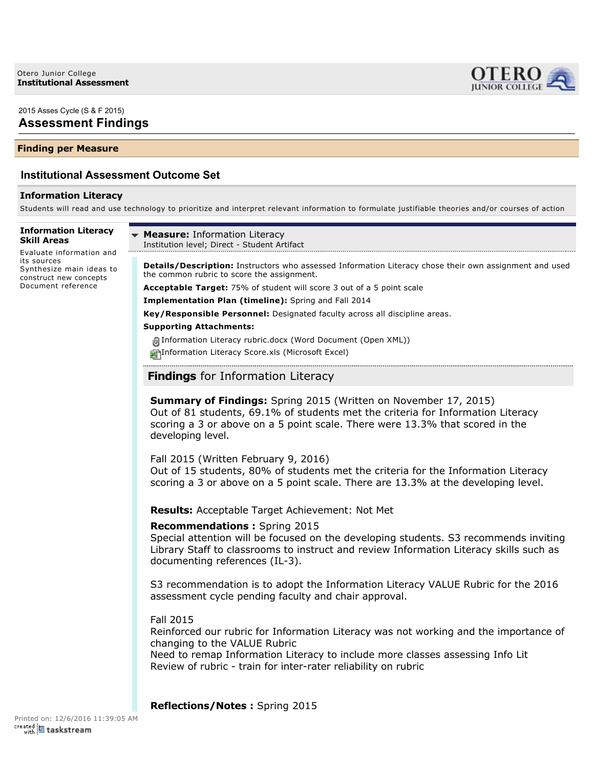Otero Junior College
**Institutional Assessment**

2015 Asses Cycle (S & F 2015)

# Assessment Findings

## Finding per Measure

### Institutional Assessment Outcome Set

#### Information Literacy

Students will read and use technology to prioritize and interpret relevant information to formulate justifiable theories and/or courses of action

**Information Literacy Skill Areas**

Evaluate information and its sources
Synthesize main ideas to construct new concepts
Document reference

**Measure:** Information Literacy
Institution level; Direct - Student Artifact

**Details/Description:** Instructors who assessed Information Literacy chose their own assignment and used the common rubric to score the assignment.

**Acceptable Target:** 75% of student will score 3 out of a 5 point scale

**Implementation Plan (timeline):** Spring and Fall 2014

**Key/Responsible Personnel:** Designated faculty across all discipline areas.

**Supporting Attachments:**

- Information Literacy rubric.docx (Word Document (Open XML))
- Information Literacy Score.xls (Microsoft Excel)

### **Findings** for Information Literacy

**Summary of Findings:** Spring 2015 (Written on November 17, 2015)
Out of 81 students, 69.1% of students met the criteria for Information Literacy scoring a 3 or above on a 5 point scale. There were 13.3% that scored in the developing level.

Fall 2015 (Written February 9, 2016)
Out of 15 students, 80% of students met the criteria for the Information Literacy scoring a 3 or above on a 5 point scale. There are 13.3% at the developing level.

**Results:** Acceptable Target Achievement: Not Met

**Recommendations :** Spring 2015
Special attention will be focused on the developing students. S3 recommends inviting Library Staff to classrooms to instruct and review Information Literacy skills such as documenting references (IL-3).

S3 recommendation is to adopt the Information Literacy VALUE Rubric for the 2016 assessment cycle pending faculty and chair approval.

Fall 2015
Reinforced our rubric for Information Literacy was not working and the importance of changing to the VALUE Rubric
Need to remap Information Literacy to include more classes assessing Info Lit
Review of rubric - train for inter-rater reliability on rubric

**Reflections/Notes :** Spring 2015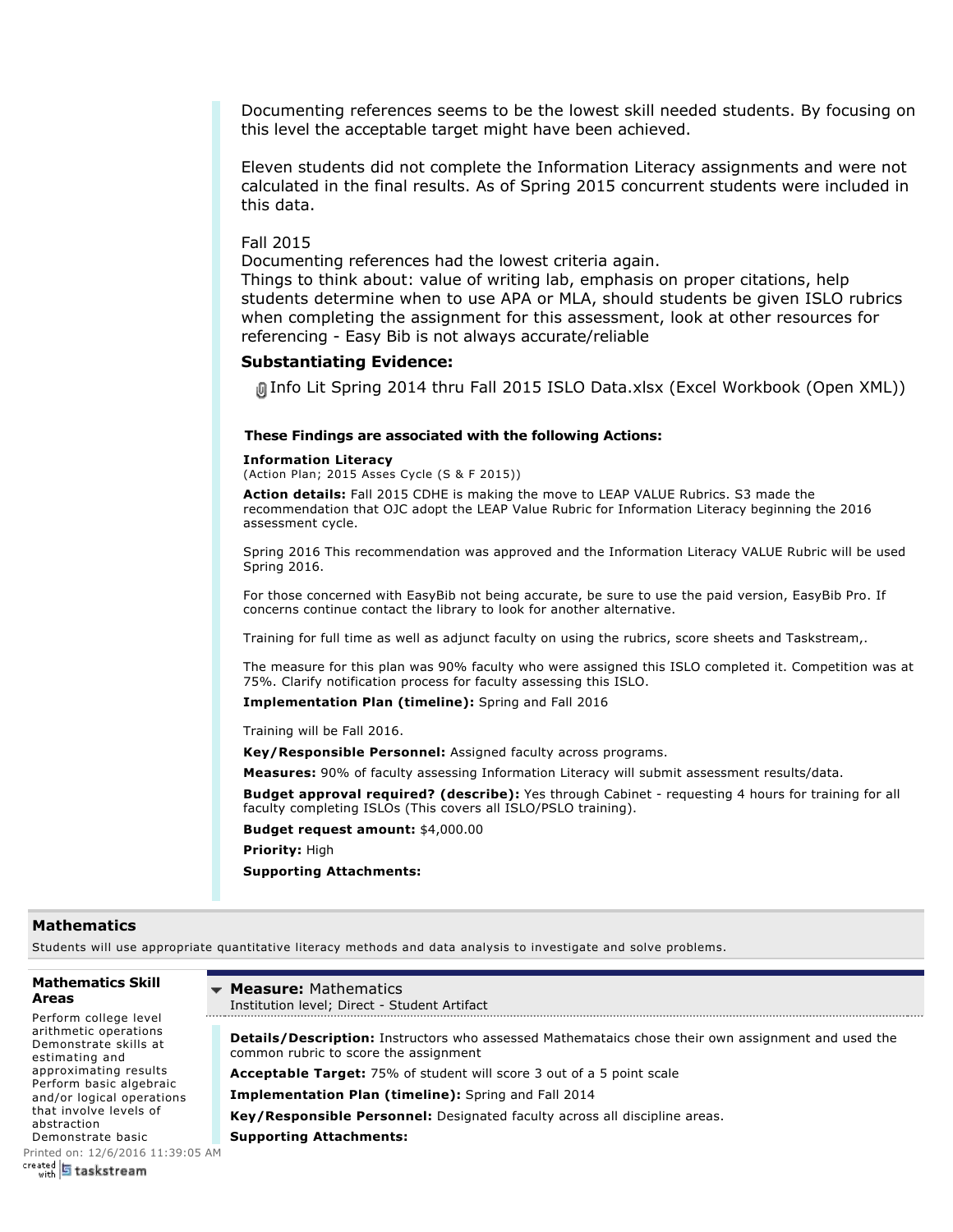Documenting references seems to be the lowest skill needed students. By focusing on this level the acceptable target might have been achieved.

Eleven students did not complete the Information Literacy assignments and were not calculated in the final results. As of Spring 2015 concurrent students were included in this data.

Fall 2015
Documenting references had the lowest criteria again.
Things to think about: value of writing lab, emphasis on proper citations, help students determine when to use APA or MLA, should students be given ISLO rubrics when completing the assignment for this assessment, look at other resources for referencing - Easy Bib is not always accurate/reliable

**Substantiating Evidence:**

Info Lit Spring 2014 thru Fall 2015 ISLO Data.xlsx (Excel Workbook (Open XML))

**These Findings are associated with the following Actions:**

**Information Literacy**
(Action Plan; 2015 Asses Cycle (S & F 2015))

**Action details:** Fall 2015 CDHE is making the move to LEAP VALUE Rubrics. S3 made the recommendation that OJC adopt the LEAP Value Rubric for Information Literacy beginning the 2016 assessment cycle.

Spring 2016 This recommendation was approved and the Information Literacy VALUE Rubric will be used Spring 2016.

For those concerned with EasyBib not being accurate, be sure to use the paid version, EasyBib Pro. If concerns continue contact the library to look for another alternative.

Training for full time as well as adjunct faculty on using the rubrics, score sheets and Taskstream,.

The measure for this plan was 90% faculty who were assigned this ISLO completed it. Competition was at 75%. Clarify notification process for faculty assessing this ISLO.

**Implementation Plan (timeline):** Spring and Fall 2016

Training will be Fall 2016.

**Key/Responsible Personnel:** Assigned faculty across programs.

**Measures:** 90% of faculty assessing Information Literacy will submit assessment results/data.

**Budget approval required? (describe):** Yes through Cabinet - requesting 4 hours for training for all faculty completing ISLOs (This covers all ISLO/PSLO training).

**Budget request amount:** $4,000.00

**Priority:** High

**Supporting Attachments:**

## Mathematics

Students will use appropriate quantitative literacy methods and data analysis to investigate and solve problems.

**Mathematics Skill Areas**

Perform college level arithmetic operations
Demonstrate skills at estimating and approximating results
Perform basic algebraic and/or logical operations that involve levels of abstraction
Demonstrate basic

**Measure:** Mathematics
Institution level; Direct - Student Artifact

**Details/Description:** Instructors who assessed Mathemataics chose their own assignment and used the common rubric to score the assignment

**Acceptable Target:** 75% of student will score 3 out of a 5 point scale

**Implementation Plan (timeline):** Spring and Fall 2014

**Key/Responsible Personnel:** Designated faculty across all discipline areas.

**Supporting Attachments:**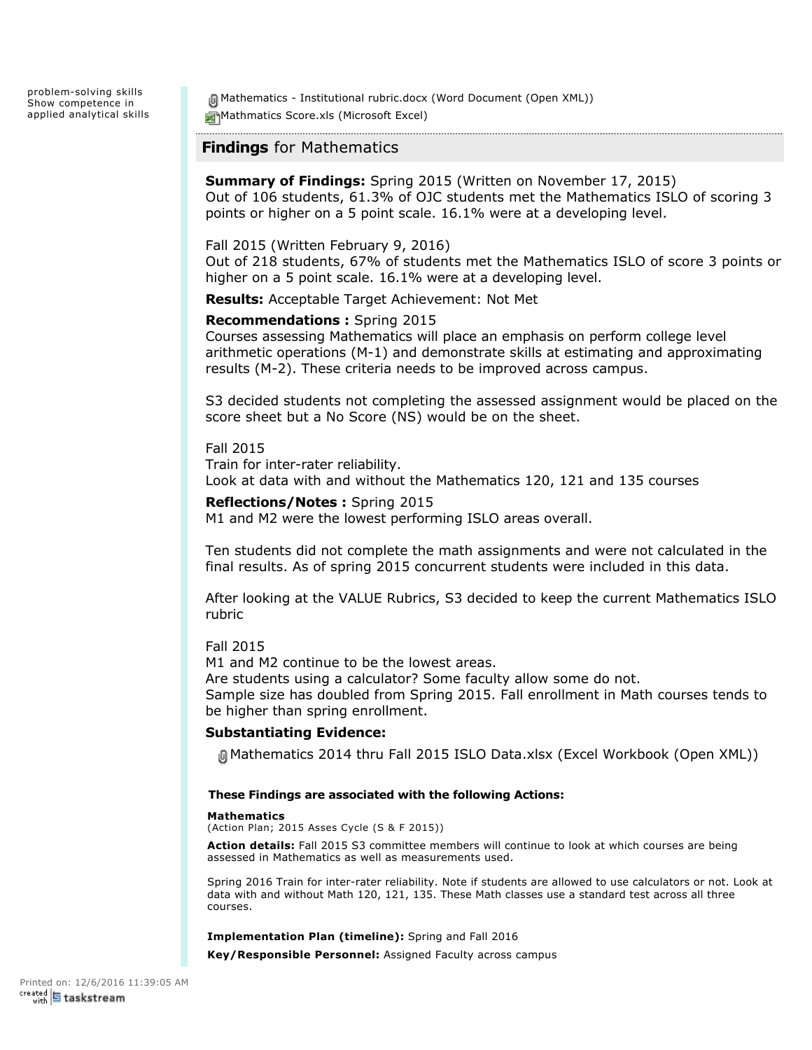problem-solving skills
Show competence in applied analytical skills

Mathematics - Institutional rubric.docx (Word Document (Open XML))
Mathmatics Score.xls (Microsoft Excel)

## **Findings** for Mathematics

**Summary of Findings:** Spring 2015 (Written on November 17, 2015)
Out of 106 students, 61.3% of OJC students met the Mathematics ISLO of scoring 3 points or higher on a 5 point scale. 16.1% were at a developing level.

Fall 2015 (Written February 9, 2016)
Out of 218 students, 67% of students met the Mathematics ISLO of score 3 points or higher on a 5 point scale. 16.1% were at a developing level.

**Results:** Acceptable Target Achievement: Not Met

**Recommendations :** Spring 2015
Courses assessing Mathematics will place an emphasis on perform college level arithmetic operations (M-1) and demonstrate skills at estimating and approximating results (M-2). These criteria needs to be improved across campus.

S3 decided students not completing the assessed assignment would be placed on the score sheet but a No Score (NS) would be on the sheet.

Fall 2015
Train for inter-rater reliability.
Look at data with and without the Mathematics 120, 121 and 135 courses

**Reflections/Notes :** Spring 2015
M1 and M2 were the lowest performing ISLO areas overall.

Ten students did not complete the math assignments and were not calculated in the final results. As of spring 2015 concurrent students were included in this data.

After looking at the VALUE Rubrics, S3 decided to keep the current Mathematics ISLO rubric

Fall 2015
M1 and M2 continue to be the lowest areas.
Are students using a calculator? Some faculty allow some do not.
Sample size has doubled from Spring 2015. Fall enrollment in Math courses tends to be higher than spring enrollment.

**Substantiating Evidence:**

Mathematics 2014 thru Fall 2015 ISLO Data.xlsx (Excel Workbook (Open XML))

**These Findings are associated with the following Actions:**

**Mathematics**
(Action Plan; 2015 Asses Cycle (S & F 2015))

**Action details:** Fall 2015 S3 committee members will continue to look at which courses are being assessed in Mathematics as well as measurements used.

Spring 2016 Train for inter-rater reliability. Note if students are allowed to use calculators or not. Look at data with and without Math 120, 121, 135. These Math classes use a standard test across all three courses.

**Implementation Plan (timeline):** Spring and Fall 2016

**Key/Responsible Personnel:** Assigned Faculty across campus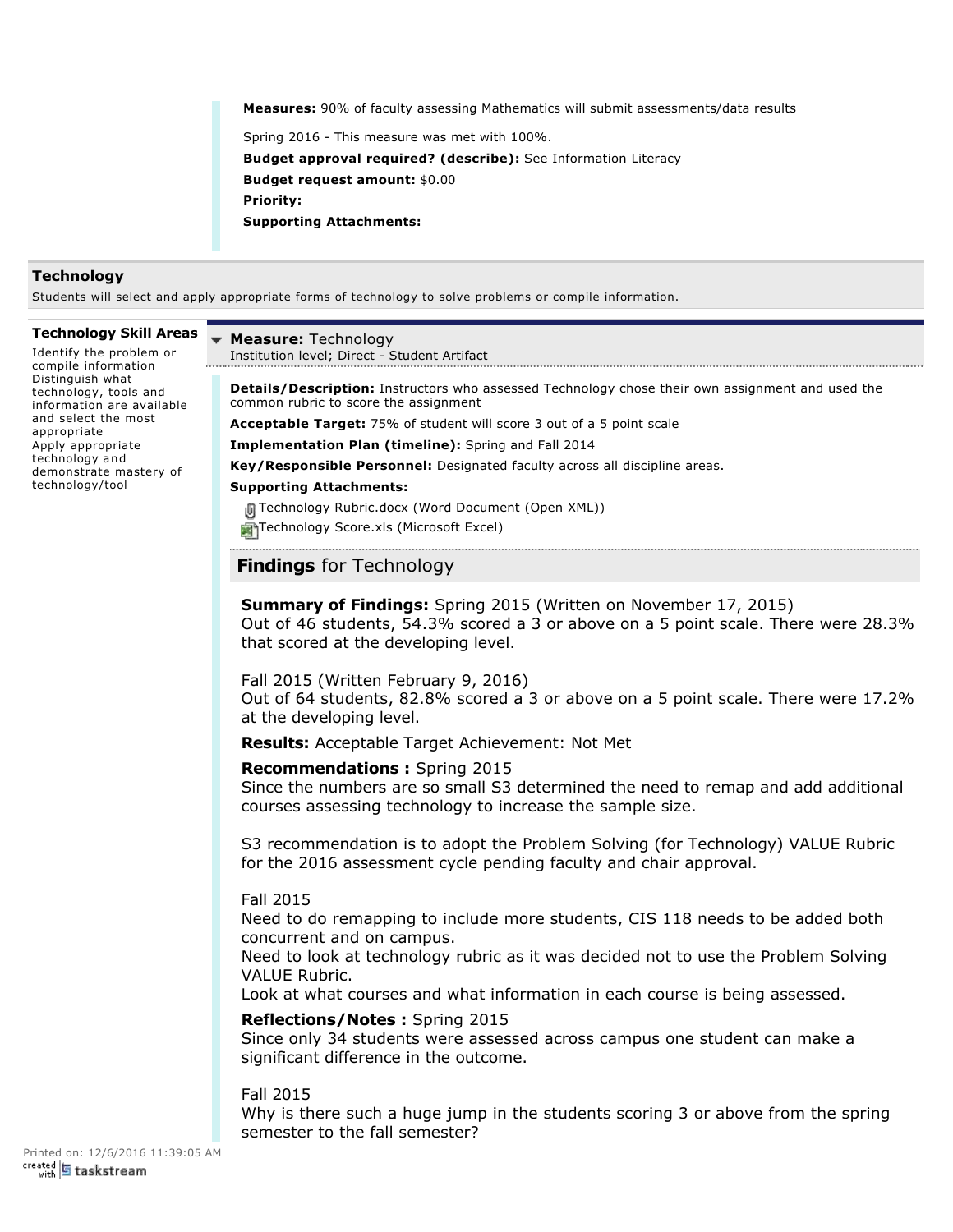**Measures:** 90% of faculty assessing Mathematics will submit assessments/data results

Spring 2016 - This measure was met with 100%.

**Budget approval required? (describe):** See Information Literacy

**Budget request amount:** $0.00

**Priority:**

**Supporting Attachments:**

## Technology

Students will select and apply appropriate forms of technology to solve problems or compile information.

**Technology Skill Areas**

Identify the problem or compile information
Distinguish what technology, tools and information are available and select the most appropriate
Apply appropriate technology and demonstrate mastery of technology/tool

### Measure: Technology

Institution level; Direct - Student Artifact

**Details/Description:** Instructors who assessed Technology chose their own assignment and used the common rubric to score the assignment

**Acceptable Target:** 75% of student will score 3 out of a 5 point scale

**Implementation Plan (timeline):** Spring and Fall 2014

**Key/Responsible Personnel:** Designated faculty across all discipline areas.

**Supporting Attachments:**

- Technology Rubric.docx (Word Document (Open XML))
- Technology Score.xls (Microsoft Excel)

### Findings for Technology

**Summary of Findings:** Spring 2015 (Written on November 17, 2015)
Out of 46 students, 54.3% scored a 3 or above on a 5 point scale. There were 28.3% that scored at the developing level.

Fall 2015 (Written February 9, 2016)
Out of 64 students, 82.8% scored a 3 or above on a 5 point scale. There were 17.2% at the developing level.

**Results:** Acceptable Target Achievement: Not Met

**Recommendations :** Spring 2015
Since the numbers are so small S3 determined the need to remap and add additional courses assessing technology to increase the sample size.

S3 recommendation is to adopt the Problem Solving (for Technology) VALUE Rubric for the 2016 assessment cycle pending faculty and chair approval.

Fall 2015
Need to do remapping to include more students, CIS 118 needs to be added both concurrent and on campus.
Need to look at technology rubric as it was decided not to use the Problem Solving VALUE Rubric.
Look at what courses and what information in each course is being assessed.

**Reflections/Notes :** Spring 2015
Since only 34 students were assessed across campus one student can make a significant difference in the outcome.

Fall 2015
Why is there such a huge jump in the students scoring 3 or above from the spring semester to the fall semester?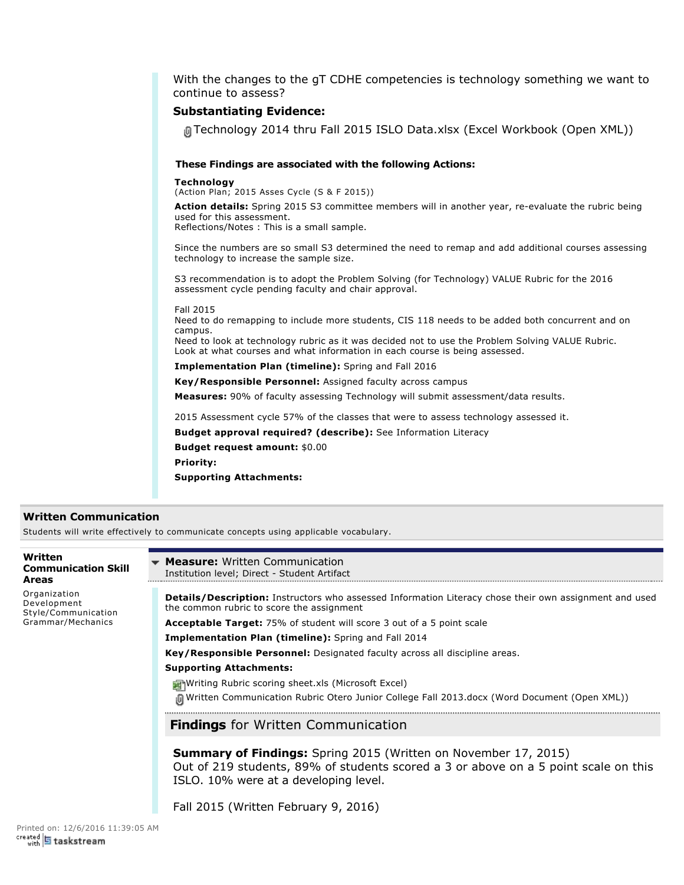With the changes to the gT CDHE competencies is technology something we want to continue to assess?

**Substantiating Evidence:**

Technology 2014 thru Fall 2015 ISLO Data.xlsx (Excel Workbook (Open XML))

**These Findings are associated with the following Actions:**

**Technology**
(Action Plan; 2015 Asses Cycle (S & F 2015))

**Action details:** Spring 2015 S3 committee members will in another year, re-evaluate the rubric being used for this assessment.
Reflections/Notes : This is a small sample.

Since the numbers are so small S3 determined the need to remap and add additional courses assessing technology to increase the sample size.

S3 recommendation is to adopt the Problem Solving (for Technology) VALUE Rubric for the 2016 assessment cycle pending faculty and chair approval.

Fall 2015
Need to do remapping to include more students, CIS 118 needs to be added both concurrent and on campus.
Need to look at technology rubric as it was decided not to use the Problem Solving VALUE Rubric.
Look at what courses and what information in each course is being assessed.

**Implementation Plan (timeline):** Spring and Fall 2016

**Key/Responsible Personnel:** Assigned faculty across campus

**Measures:** 90% of faculty assessing Technology will submit assessment/data results.

2015 Assessment cycle 57% of the classes that were to assess technology assessed it.

**Budget approval required? (describe):** See Information Literacy

**Budget request amount:** $0.00

**Priority:**

**Supporting Attachments:**

## Written Communication

Students will write effectively to communicate concepts using applicable vocabulary.

**Written Communication Skill Areas**

Organization
Development
Style/Communication
Grammar/Mechanics

**Measure:** Written Communication
Institution level; Direct - Student Artifact

**Details/Description:** Instructors who assessed Information Literacy chose their own assignment and used the common rubric to score the assignment

**Acceptable Target:** 75% of student will score 3 out of a 5 point scale

**Implementation Plan (timeline):** Spring and Fall 2014

**Key/Responsible Personnel:** Designated faculty across all discipline areas.

**Supporting Attachments:**

Writing Rubric scoring sheet.xls (Microsoft Excel)
Written Communication Rubric Otero Junior College Fall 2013.docx (Word Document (Open XML))

### Findings for Written Communication

**Summary of Findings:** Spring 2015 (Written on November 17, 2015)
Out of 219 students, 89% of students scored a 3 or above on a 5 point scale on this ISLO. 10% were at a developing level.

Fall 2015 (Written February 9, 2016)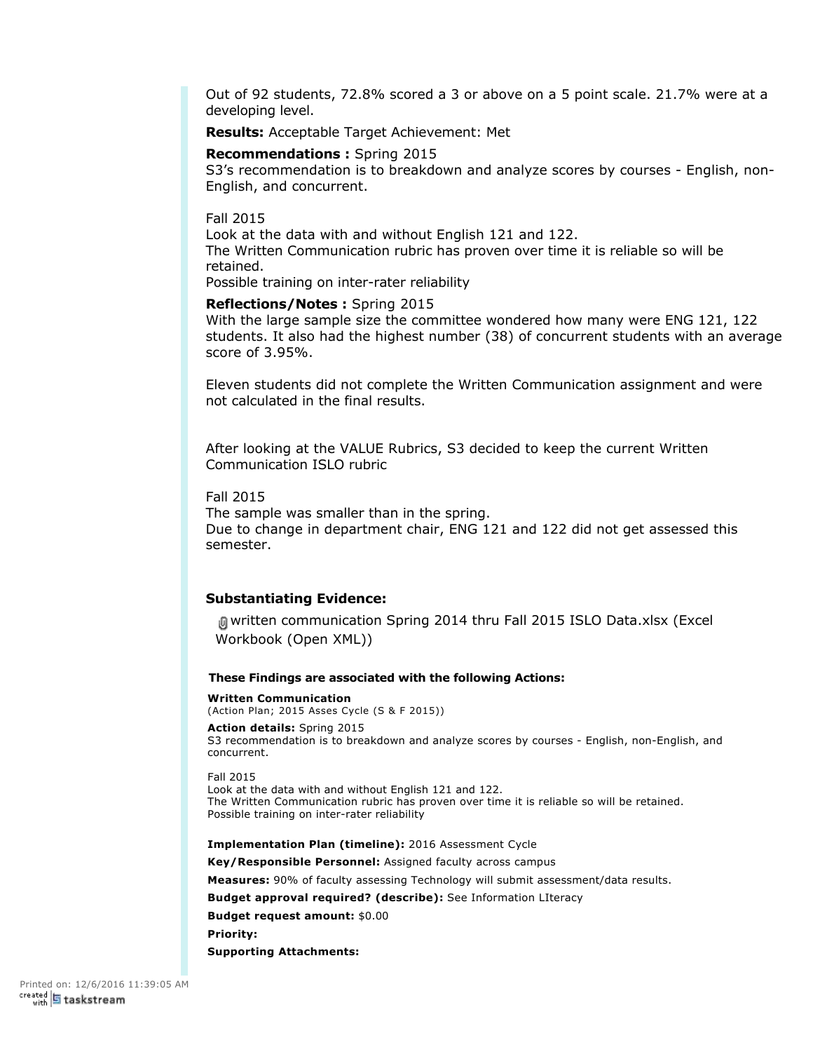Out of 92 students, 72.8% scored a 3 or above on a 5 point scale. 21.7% were at a developing level.

**Results:** Acceptable Target Achievement: Met

**Recommendations :** Spring 2015
S3's recommendation is to breakdown and analyze scores by courses - English, non-English, and concurrent.

Fall 2015
Look at the data with and without English 121 and 122.
The Written Communication rubric has proven over time it is reliable so will be retained.
Possible training on inter-rater reliability

**Reflections/Notes :** Spring 2015
With the large sample size the committee wondered how many were ENG 121, 122 students. It also had the highest number (38) of concurrent students with an average score of 3.95%.

Eleven students did not complete the Written Communication assignment and were not calculated in the final results.

After looking at the VALUE Rubrics, S3 decided to keep the current Written Communication ISLO rubric

Fall 2015
The sample was smaller than in the spring.
Due to change in department chair, ENG 121 and 122 did not get assessed this semester.

### Substantiating Evidence:

written communication Spring 2014 thru Fall 2015 ISLO Data.xlsx (Excel Workbook (Open XML))

**These Findings are associated with the following Actions:**

**Written Communication**
(Action Plan; 2015 Asses Cycle (S & F 2015))

**Action details:** Spring 2015
S3 recommendation is to breakdown and analyze scores by courses - English, non-English, and concurrent.

Fall 2015
Look at the data with and without English 121 and 122.
The Written Communication rubric has proven over time it is reliable so will be retained.
Possible training on inter-rater reliability

**Implementation Plan (timeline):** 2016 Assessment Cycle

**Key/Responsible Personnel:** Assigned faculty across campus

**Measures:** 90% of faculty assessing Technology will submit assessment/data results.

**Budget approval required? (describe):** See Information LIteracy

**Budget request amount:** $0.00

**Priority:**

**Supporting Attachments:**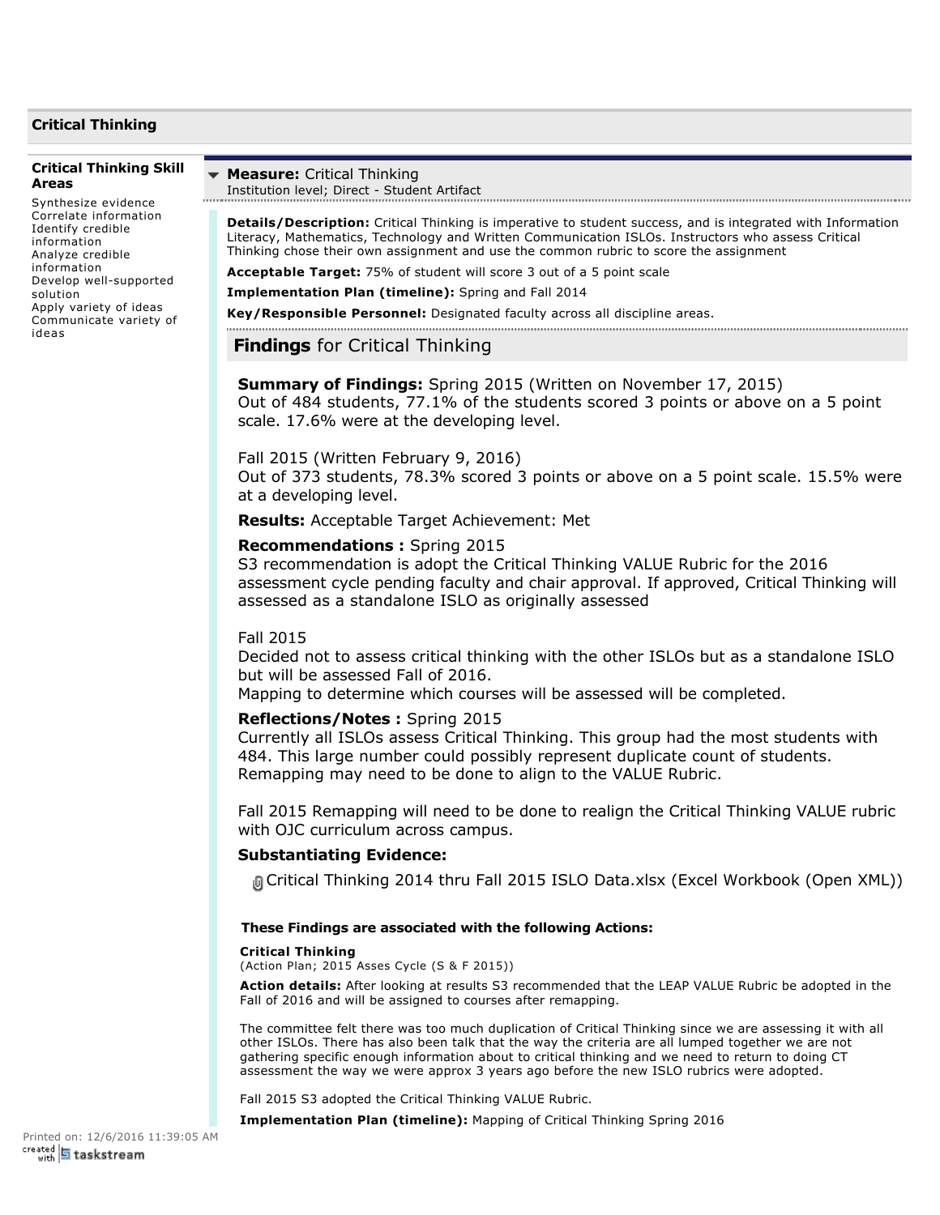## Critical Thinking

**Critical Thinking Skill Areas**

Synthesize evidence
Correlate information
Identify credible information
Analyze credible information
Develop well-supported solution
Apply variety of ideas
Communicate variety of ideas

### Measure: Critical Thinking

Institution level; Direct - Student Artifact

**Details/Description:** Critical Thinking is imperative to student success, and is integrated with Information Literacy, Mathematics, Technology and Written Communication ISLOs. Instructors who assess Critical Thinking chose their own assignment and use the common rubric to score the assignment

**Acceptable Target:** 75% of student will score 3 out of a 5 point scale

**Implementation Plan (timeline):** Spring and Fall 2014

**Key/Responsible Personnel:** Designated faculty across all discipline areas.

### Findings for Critical Thinking

**Summary of Findings:** Spring 2015 (Written on November 17, 2015)
Out of 484 students, 77.1% of the students scored 3 points or above on a 5 point scale. 17.6% were at the developing level.

Fall 2015 (Written February 9, 2016)
Out of 373 students, 78.3% scored 3 points or above on a 5 point scale. 15.5% were at a developing level.

**Results:** Acceptable Target Achievement: Met

**Recommendations :** Spring 2015
S3 recommendation is adopt the Critical Thinking VALUE Rubric for the 2016 assessment cycle pending faculty and chair approval. If approved, Critical Thinking will assessed as a standalone ISLO as originally assessed

Fall 2015
Decided not to assess critical thinking with the other ISLOs but as a standalone ISLO but will be assessed Fall of 2016.
Mapping to determine which courses will be assessed will be completed.

**Reflections/Notes :** Spring 2015
Currently all ISLOs assess Critical Thinking. This group had the most students with 484. This large number could possibly represent duplicate count of students. Remapping may need to be done to align to the VALUE Rubric.

Fall 2015 Remapping will need to be done to realign the Critical Thinking VALUE rubric with OJC curriculum across campus.

**Substantiating Evidence:**

- Critical Thinking 2014 thru Fall 2015 ISLO Data.xlsx (Excel Workbook (Open XML))

**These Findings are associated with the following Actions:**

**Critical Thinking**
(Action Plan; 2015 Asses Cycle (S & F 2015))

**Action details:** After looking at results S3 recommended that the LEAP VALUE Rubric be adopted in the Fall of 2016 and will be assigned to courses after remapping.

The committee felt there was too much duplication of Critical Thinking since we are assessing it with all other ISLOs. There has also been talk that the way the criteria are all lumped together we are not gathering specific enough information about to critical thinking and we need to return to doing CT assessment the way we were approx 3 years ago before the new ISLO rubrics were adopted.

Fall 2015 S3 adopted the Critical Thinking VALUE Rubric.

**Implementation Plan (timeline):** Mapping of Critical Thinking Spring 2016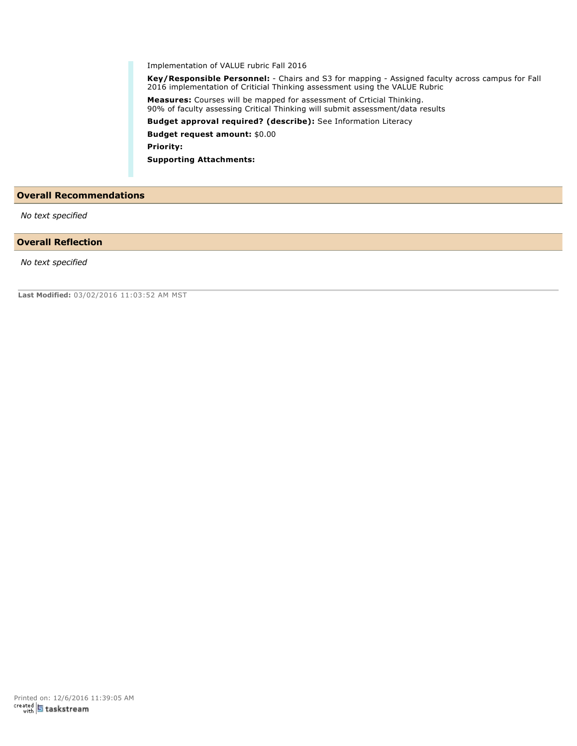Implementation of VALUE rubric Fall 2016

**Key/Responsible Personnel:** - Chairs and S3 for mapping - Assigned faculty across campus for Fall 2016 implementation of Criticial Thinking assessment using the VALUE Rubric

**Measures:** Courses will be mapped for assessment of Crticial Thinking.
90% of faculty assessing Critical Thinking will submit assessment/data results

**Budget approval required? (describe):** See Information Literacy

**Budget request amount:** $0.00

**Priority:**

**Supporting Attachments:**

## Overall Recommendations

*No text specified*

## Overall Reflection

*No text specified*

**Last Modified:** 03/02/2016 11:03:52 AM MST

Printed on: 12/6/2016 11:39:05 AM
created with taskstream